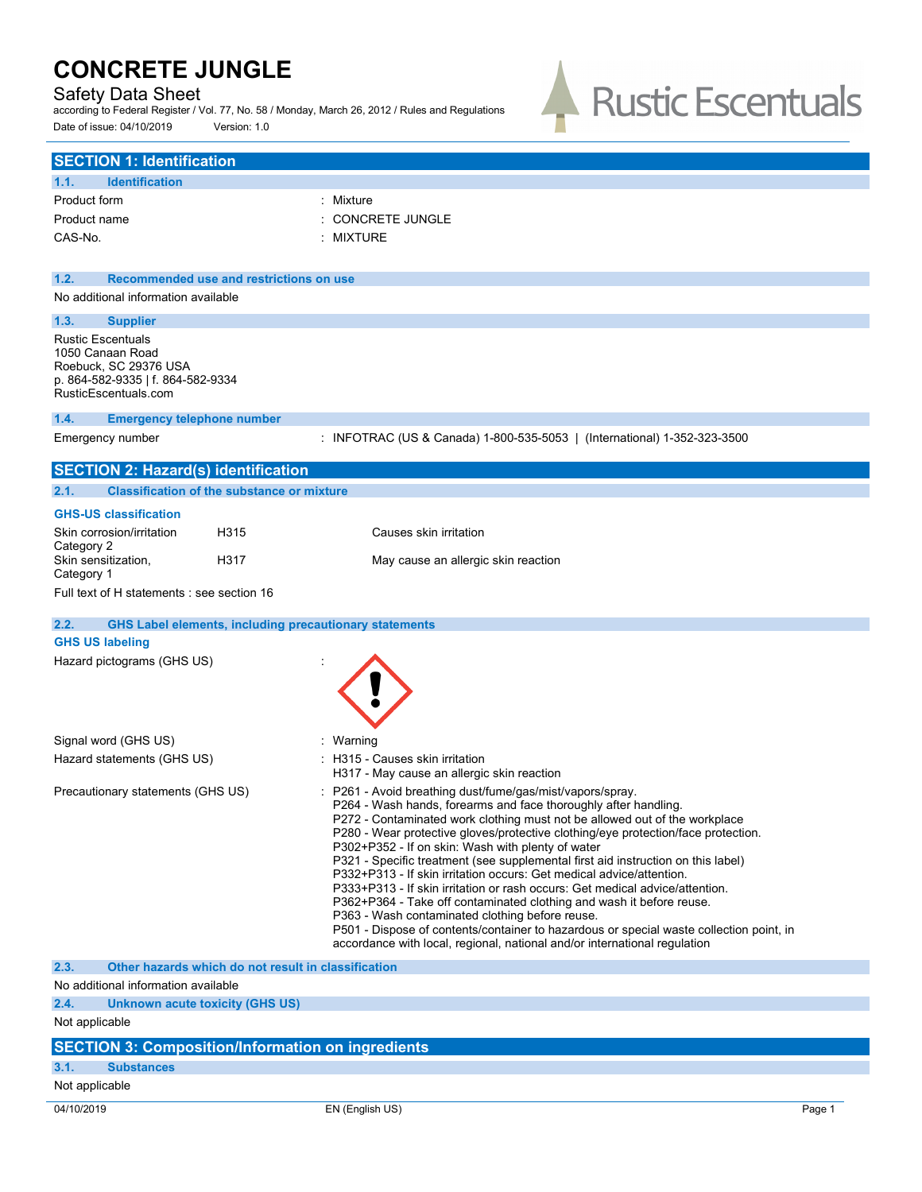# CONCRETE JUNGLE

Safety Data Sheet

according to Federal Register / Vol. 77, No. 58 / Monday, March 26, 2012 / Rules and Regulations

Date of issue: 04/10/2019 Version: 1.0

## SECTION 1: Identification

### 1.1. Identification

| | |
|---|---|
| Product form | : Mixture |
| Product name | : CONCRETE JUNGLE |
| CAS-No. | : MIXTURE |

### 1.2. Recommended use and restrictions on use

No additional information available

### 1.3. Supplier

Rustic Escentuals
1050 Canaan Road
Roebuck, SC 29376 USA
p. 864-582-9335 | f. 864-582-9334
RusticEscentuals.com

### 1.4. Emergency telephone number

Emergency number : INFOTRAC (US & Canada) 1-800-535-5053 | (International) 1-352-323-3500

## SECTION 2: Hazard(s) identification

### 2.1. Classification of the substance or mixture

**GHS-US classification**

| | | |
|---|---|---|
| Skin corrosion/irritation Category 2 | H315 | Causes skin irritation |
| Skin sensitization, Category 1 | H317 | May cause an allergic skin reaction |

Full text of H statements : see section 16

### 2.2. GHS Label elements, including precautionary statements

**GHS US labeling**

Hazard pictograms (GHS US) :

Signal word (GHS US) : Warning

Hazard statements (GHS US) :
H315 - Causes skin irritation
H317 - May cause an allergic skin reaction

Precautionary statements (GHS US) :
P261 - Avoid breathing dust/fume/gas/mist/vapors/spray.
P264 - Wash hands, forearms and face thoroughly after handling.
P272 - Contaminated work clothing must not be allowed out of the workplace
P280 - Wear protective gloves/protective clothing/eye protection/face protection.
P302+P352 - If on skin: Wash with plenty of water
P321 - Specific treatment (see supplemental first aid instruction on this label)
P332+P313 - If skin irritation occurs: Get medical advice/attention.
P333+P313 - If skin irritation or rash occurs: Get medical advice/attention.
P362+P364 - Take off contaminated clothing and wash it before reuse.
P363 - Wash contaminated clothing before reuse.
P501 - Dispose of contents/container to hazardous or special waste collection point, in accordance with local, regional, national and/or international regulation

### 2.3. Other hazards which do not result in classification

No additional information available

### 2.4. Unknown acute toxicity (GHS US)

Not applicable

## SECTION 3: Composition/Information on ingredients

### 3.1. Substances

Not applicable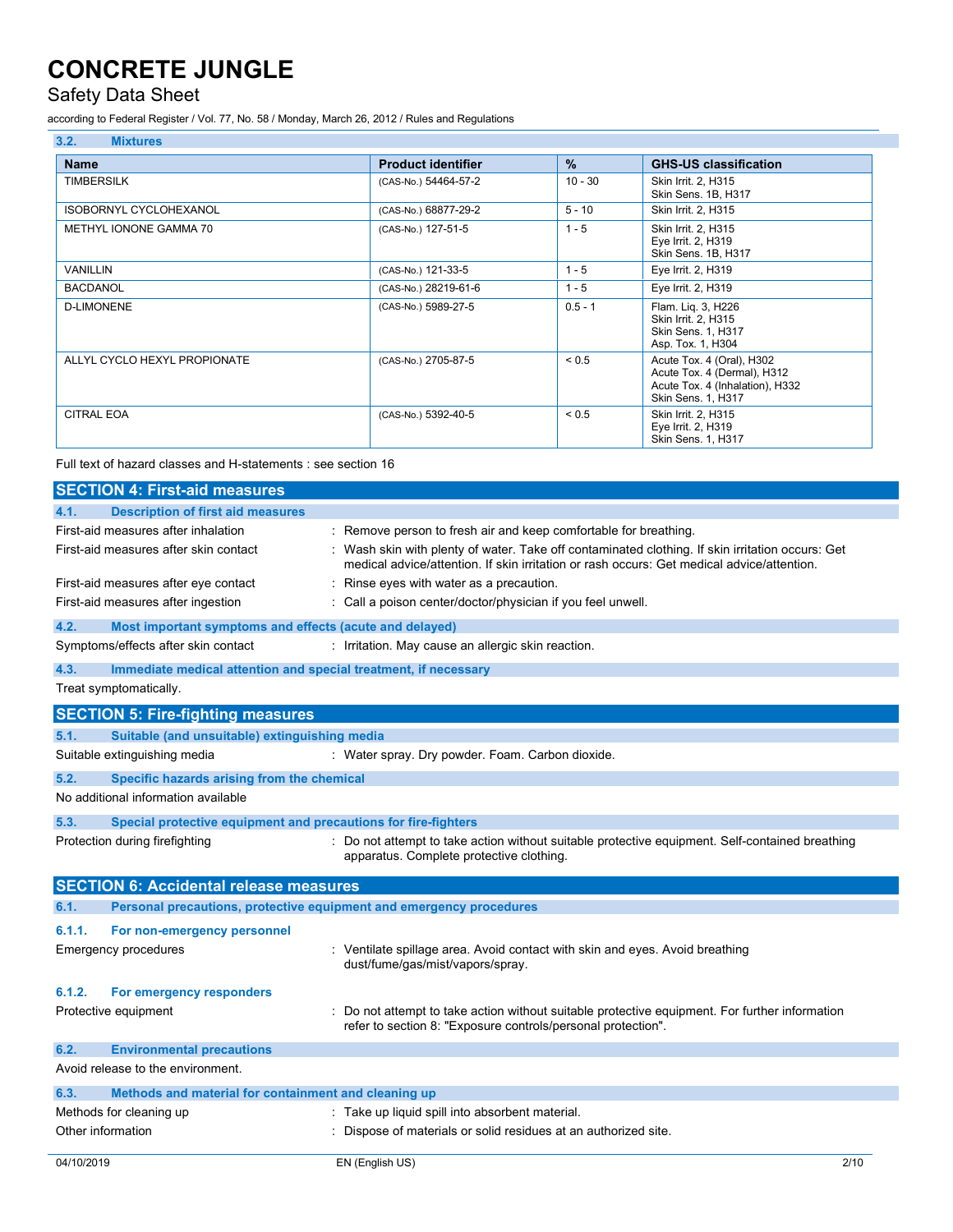### 3.2. Mixtures

| Name | Product identifier | % | GHS-US classification |
|---|---|---|---|
| TIMBERSILK | (CAS-No.) 54464-57-2 | 10 - 30 | Skin Irrit. 2, H315<br>Skin Sens. 1B, H317 |
| ISOBORNYL CYCLOHEXANOL | (CAS-No.) 68877-29-2 | 5 - 10 | Skin Irrit. 2, H315 |
| METHYL IONONE GAMMA 70 | (CAS-No.) 127-51-5 | 1 - 5 | Skin Irrit. 2, H315<br>Eye Irrit. 2, H319<br>Skin Sens. 1B, H317 |
| VANILLIN | (CAS-No.) 121-33-5 | 1 - 5 | Eye Irrit. 2, H319 |
| BACDANOL | (CAS-No.) 28219-61-6 | 1 - 5 | Eye Irrit. 2, H319 |
| D-LIMONENE | (CAS-No.) 5989-27-5 | 0.5 - 1 | Flam. Liq. 3, H226<br>Skin Irrit. 2, H315<br>Skin Sens. 1, H317<br>Asp. Tox. 1, H304 |
| ALLYL CYCLO HEXYL PROPIONATE | (CAS-No.) 2705-87-5 | < 0.5 | Acute Tox. 4 (Oral), H302<br>Acute Tox. 4 (Dermal), H312<br>Acute Tox. 4 (Inhalation), H332<br>Skin Sens. 1, H317 |
| CITRAL EOA | (CAS-No.) 5392-40-5 | < 0.5 | Skin Irrit. 2, H315<br>Eye Irrit. 2, H319<br>Skin Sens. 1, H317 |

Full text of hazard classes and H-statements : see section 16

## SECTION 4: First-aid measures

### 4.1. Description of first aid measures

First-aid measures after inhalation : Remove person to fresh air and keep comfortable for breathing.

First-aid measures after skin contact : Wash skin with plenty of water. Take off contaminated clothing. If skin irritation occurs: Get medical advice/attention. If skin irritation or rash occurs: Get medical advice/attention.

First-aid measures after eye contact : Rinse eyes with water as a precaution.

First-aid measures after ingestion : Call a poison center/doctor/physician if you feel unwell.

### 4.2. Most important symptoms and effects (acute and delayed)

Symptoms/effects after skin contact : Irritation. May cause an allergic skin reaction.

### 4.3. Immediate medical attention and special treatment, if necessary

Treat symptomatically.

## SECTION 5: Fire-fighting measures

### 5.1. Suitable (and unsuitable) extinguishing media

Suitable extinguishing media : Water spray. Dry powder. Foam. Carbon dioxide.

### 5.2. Specific hazards arising from the chemical

No additional information available

### 5.3. Special protective equipment and precautions for fire-fighters

Protection during firefighting : Do not attempt to take action without suitable protective equipment. Self-contained breathing apparatus. Complete protective clothing.

## SECTION 6: Accidental release measures

### 6.1. Personal precautions, protective equipment and emergency procedures

#### 6.1.1. For non-emergency personnel

Emergency procedures : Ventilate spillage area. Avoid contact with skin and eyes. Avoid breathing dust/fume/gas/mist/vapors/spray.

#### 6.1.2. For emergency responders

Protective equipment : Do not attempt to take action without suitable protective equipment. For further information refer to section 8: "Exposure controls/personal protection".

### 6.2. Environmental precautions

Avoid release to the environment.

### 6.3. Methods and material for containment and cleaning up

Methods for cleaning up : Take up liquid spill into absorbent material.

Other information : Dispose of materials or solid residues at an authorized site.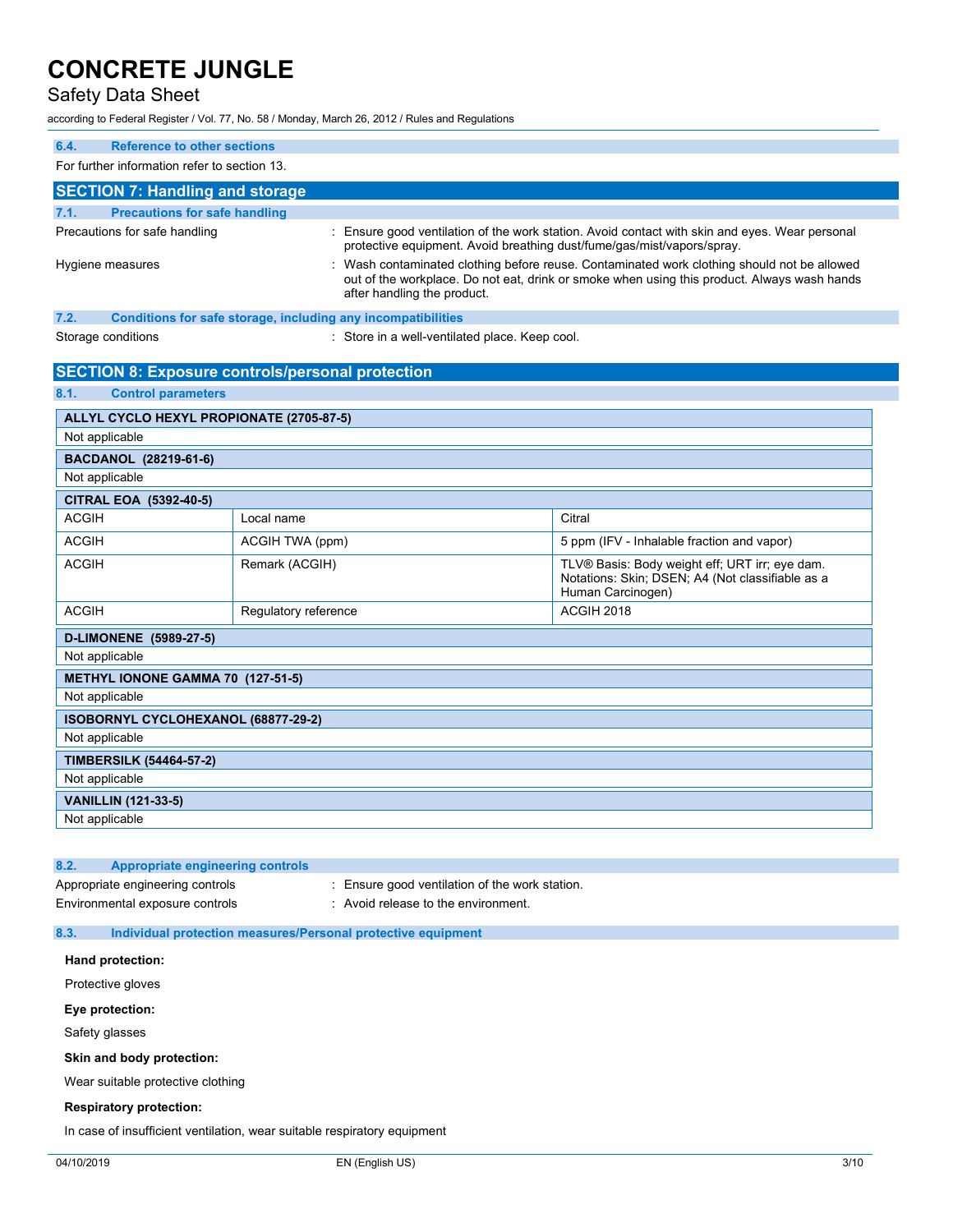### 6.4. Reference to other sections

For further information refer to section 13.

## SECTION 7: Handling and storage

### 7.1. Precautions for safe handling

Precautions for safe handling : Ensure good ventilation of the work station. Avoid contact with skin and eyes. Wear personal protective equipment. Avoid breathing dust/fume/gas/mist/vapors/spray.

Hygiene measures : Wash contaminated clothing before reuse. Contaminated work clothing should not be allowed out of the workplace. Do not eat, drink or smoke when using this product. Always wash hands after handling the product.

### 7.2. Conditions for safe storage, including any incompatibilities

Storage conditions : Store in a well-ventilated place. Keep cool.

## SECTION 8: Exposure controls/personal protection

### 8.1. Control parameters

| ALLYL CYCLO HEXYL PROPIONATE (2705-87-5) | | |
|---|---|---|
| Not applicable | | |

| BACDANOL (28219-61-6) | | |
|---|---|---|
| Not applicable | | |

| CITRAL EOA (5392-40-5) | | |
|---|---|---|
| ACGIH | Local name | Citral |
| ACGIH | ACGIH TWA (ppm) | 5 ppm (IFV - Inhalable fraction and vapor) |
| ACGIH | Remark (ACGIH) | TLV® Basis: Body weight eff; URT irr; eye dam. Notations: Skin; DSEN; A4 (Not classifiable as a Human Carcinogen) |
| ACGIH | Regulatory reference | ACGIH 2018 |

| D-LIMONENE (5989-27-5) | | |
|---|---|---|
| Not applicable | | |

| METHYL IONONE GAMMA 70 (127-51-5) | | |
|---|---|---|
| Not applicable | | |

| ISOBORNYL CYCLOHEXANOL (68877-29-2) | | |
|---|---|---|
| Not applicable | | |

| TIMBERSILK (54464-57-2) | | |
|---|---|---|
| Not applicable | | |

| VANILLIN (121-33-5) | | |
|---|---|---|
| Not applicable | | |

### 8.2. Appropriate engineering controls

Appropriate engineering controls : Ensure good ventilation of the work station.

Environmental exposure controls : Avoid release to the environment.

### 8.3. Individual protection measures/Personal protective equipment

**Hand protection:**

Protective gloves

**Eye protection:**

Safety glasses

**Skin and body protection:**

Wear suitable protective clothing

**Respiratory protection:**

In case of insufficient ventilation, wear suitable respiratory equipment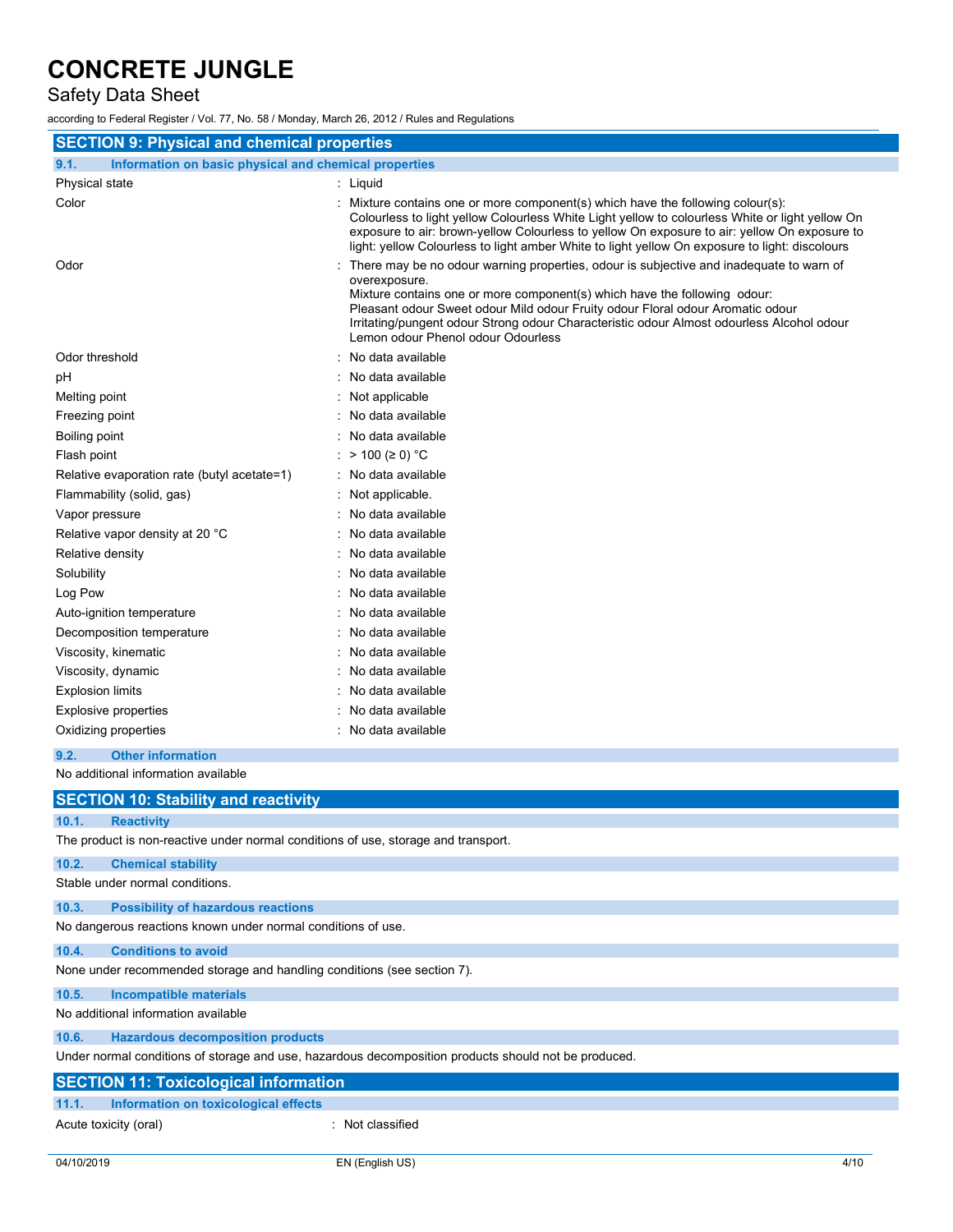## SECTION 9: Physical and chemical properties

### 9.1. Information on basic physical and chemical properties

| Property | Value |
|---|---|
| Physical state | : Liquid |
| Color | : Mixture contains one or more component(s) which have the following colour(s): Colourless to light yellow Colourless White Light yellow to colourless White or light yellow On exposure to air: brown-yellow Colourless to yellow On exposure to air: yellow On exposure to light: yellow Colourless to light amber White to light yellow On exposure to light: discolours |
| Odor | : There may be no odour warning properties, odour is subjective and inadequate to warn of overexposure. Mixture contains one or more component(s) which have the following odour: Pleasant odour Sweet odour Mild odour Fruity odour Floral odour Aromatic odour Irritating/pungent odour Strong odour Characteristic odour Almost odourless Alcohol odour Lemon odour Phenol odour Odourless |
| Odor threshold | : No data available |
| pH | : No data available |
| Melting point | : Not applicable |
| Freezing point | : No data available |
| Boiling point | : No data available |
| Flash point | : > 100 (≥ 0) °C |
| Relative evaporation rate (butyl acetate=1) | : No data available |
| Flammability (solid, gas) | : Not applicable. |
| Vapor pressure | : No data available |
| Relative vapor density at 20 °C | : No data available |
| Relative density | : No data available |
| Solubility | : No data available |
| Log Pow | : No data available |
| Auto-ignition temperature | : No data available |
| Decomposition temperature | : No data available |
| Viscosity, kinematic | : No data available |
| Viscosity, dynamic | : No data available |
| Explosion limits | : No data available |
| Explosive properties | : No data available |
| Oxidizing properties | : No data available |

### 9.2. Other information

No additional information available

## SECTION 10: Stability and reactivity

### 10.1. Reactivity

The product is non-reactive under normal conditions of use, storage and transport.

### 10.2. Chemical stability

Stable under normal conditions.

### 10.3. Possibility of hazardous reactions

No dangerous reactions known under normal conditions of use.

### 10.4. Conditions to avoid

None under recommended storage and handling conditions (see section 7).

### 10.5. Incompatible materials

No additional information available

### 10.6. Hazardous decomposition products

Under normal conditions of storage and use, hazardous decomposition products should not be produced.

## SECTION 11: Toxicological information

### 11.1. Information on toxicological effects

Acute toxicity (oral) : Not classified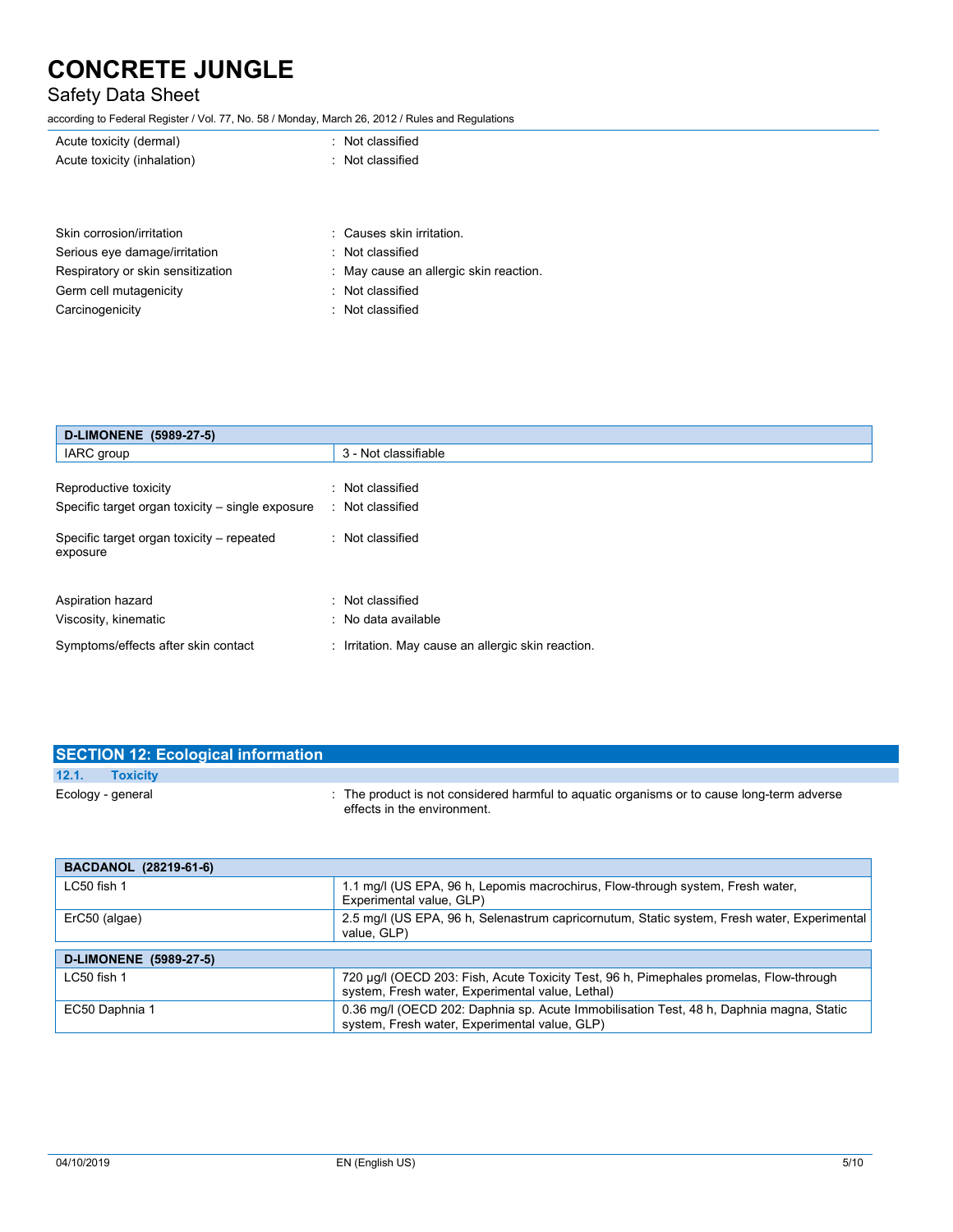Acute toxicity (dermal) : Not classified

Acute toxicity (inhalation) : Not classified

Skin corrosion/irritation : Causes skin irritation.

Serious eye damage/irritation : Not classified

Respiratory or skin sensitization : May cause an allergic skin reaction.

Germ cell mutagenicity : Not classified

Carcinogenicity : Not classified

| **D-LIMONENE (5989-27-5)** | |
|---|---|
| IARC group | 3 - Not classifiable |

Reproductive toxicity : Not classified

Specific target organ toxicity – single exposure : Not classified

Specific target organ toxicity – repeated exposure : Not classified

Aspiration hazard : Not classified

Viscosity, kinematic : No data available

Symptoms/effects after skin contact : Irritation. May cause an allergic skin reaction.

## SECTION 12: Ecological information

### 12.1. Toxicity

Ecology - general : The product is not considered harmful to aquatic organisms or to cause long-term adverse effects in the environment.

| **BACDANOL (28219-61-6)** | |
|---|---|
| LC50 fish 1 | 1.1 mg/l (US EPA, 96 h, Lepomis macrochirus, Flow-through system, Fresh water, Experimental value, GLP) |
| ErC50 (algae) | 2.5 mg/l (US EPA, 96 h, Selenastrum capricornutum, Static system, Fresh water, Experimental value, GLP) |

| **D-LIMONENE (5989-27-5)** | |
|---|---|
| LC50 fish 1 | 720 µg/l (OECD 203: Fish, Acute Toxicity Test, 96 h, Pimephales promelas, Flow-through system, Fresh water, Experimental value, Lethal) |
| EC50 Daphnia 1 | 0.36 mg/l (OECD 202: Daphnia sp. Acute Immobilisation Test, 48 h, Daphnia magna, Static system, Fresh water, Experimental value, GLP) |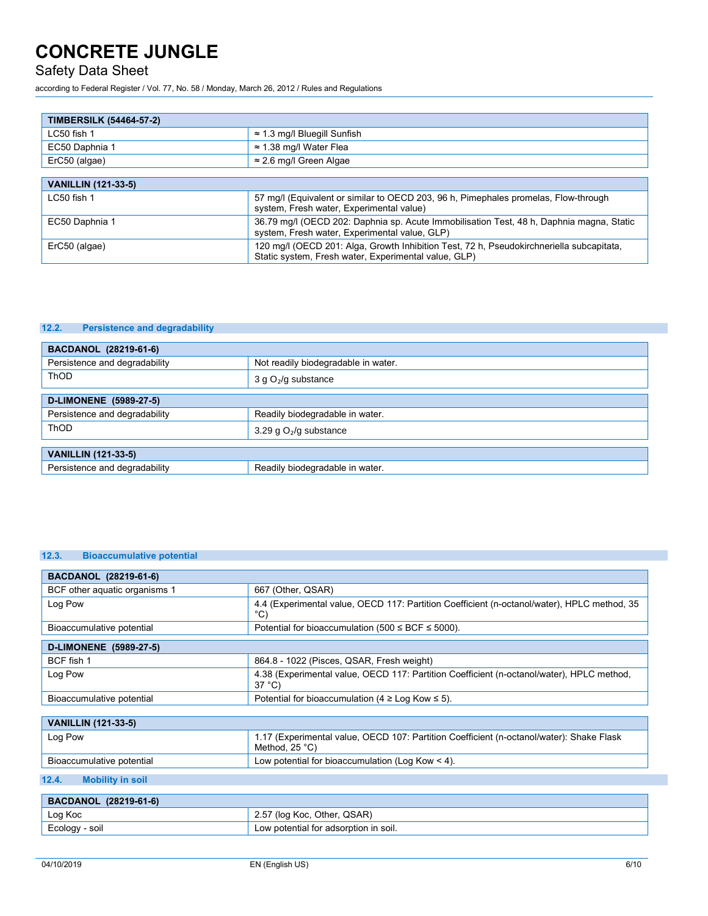| TIMBERSILK (54464-57-2) | |
|---|---|
| LC50 fish 1 | ≈ 1.3 mg/l Bluegill Sunfish |
| EC50 Daphnia 1 | ≈ 1.38 mg/l Water Flea |
| ErC50 (algae) | ≈ 2.6 mg/l Green Algae |

| VANILLIN (121-33-5) | |
|---|---|
| LC50 fish 1 | 57 mg/l (Equivalent or similar to OECD 203, 96 h, Pimephales promelas, Flow-through system, Fresh water, Experimental value) |
| EC50 Daphnia 1 | 36.79 mg/l (OECD 202: Daphnia sp. Acute Immobilisation Test, 48 h, Daphnia magna, Static system, Fresh water, Experimental value, GLP) |
| ErC50 (algae) | 120 mg/l (OECD 201: Alga, Growth Inhibition Test, 72 h, Pseudokirchneriella subcapitata, Static system, Fresh water, Experimental value, GLP) |

### 12.2. Persistence and degradability

| BACDANOL (28219-61-6) | |
|---|---|
| Persistence and degradability | Not readily biodegradable in water. |
| ThOD | 3 g $O_2$/g substance |

| D-LIMONENE (5989-27-5) | |
|---|---|
| Persistence and degradability | Readily biodegradable in water. |
| ThOD | 3.29 g $O_2$/g substance |

| VANILLIN (121-33-5) | |
|---|---|
| Persistence and degradability | Readily biodegradable in water. |

### 12.3. Bioaccumulative potential

| BACDANOL (28219-61-6) | |
|---|---|
| BCF other aquatic organisms 1 | 667 (Other, QSAR) |
| Log Pow | 4.4 (Experimental value, OECD 117: Partition Coefficient (n-octanol/water), HPLC method, 35 °C) |
| Bioaccumulative potential | Potential for bioaccumulation (500 ≤ BCF ≤ 5000). |

| D-LIMONENE (5989-27-5) | |
|---|---|
| BCF fish 1 | 864.8 - 1022 (Pisces, QSAR, Fresh weight) |
| Log Pow | 4.38 (Experimental value, OECD 117: Partition Coefficient (n-octanol/water), HPLC method, 37 °C) |
| Bioaccumulative potential | Potential for bioaccumulation (4 ≥ Log Kow ≤ 5). |

| VANILLIN (121-33-5) | |
|---|---|
| Log Pow | 1.17 (Experimental value, OECD 107: Partition Coefficient (n-octanol/water): Shake Flask Method, 25 °C) |
| Bioaccumulative potential | Low potential for bioaccumulation (Log Kow < 4). |

### 12.4. Mobility in soil

| BACDANOL (28219-61-6) | |
|---|---|
| Log Koc | 2.57 (log Koc, Other, QSAR) |
| Ecology - soil | Low potential for adsorption in soil. |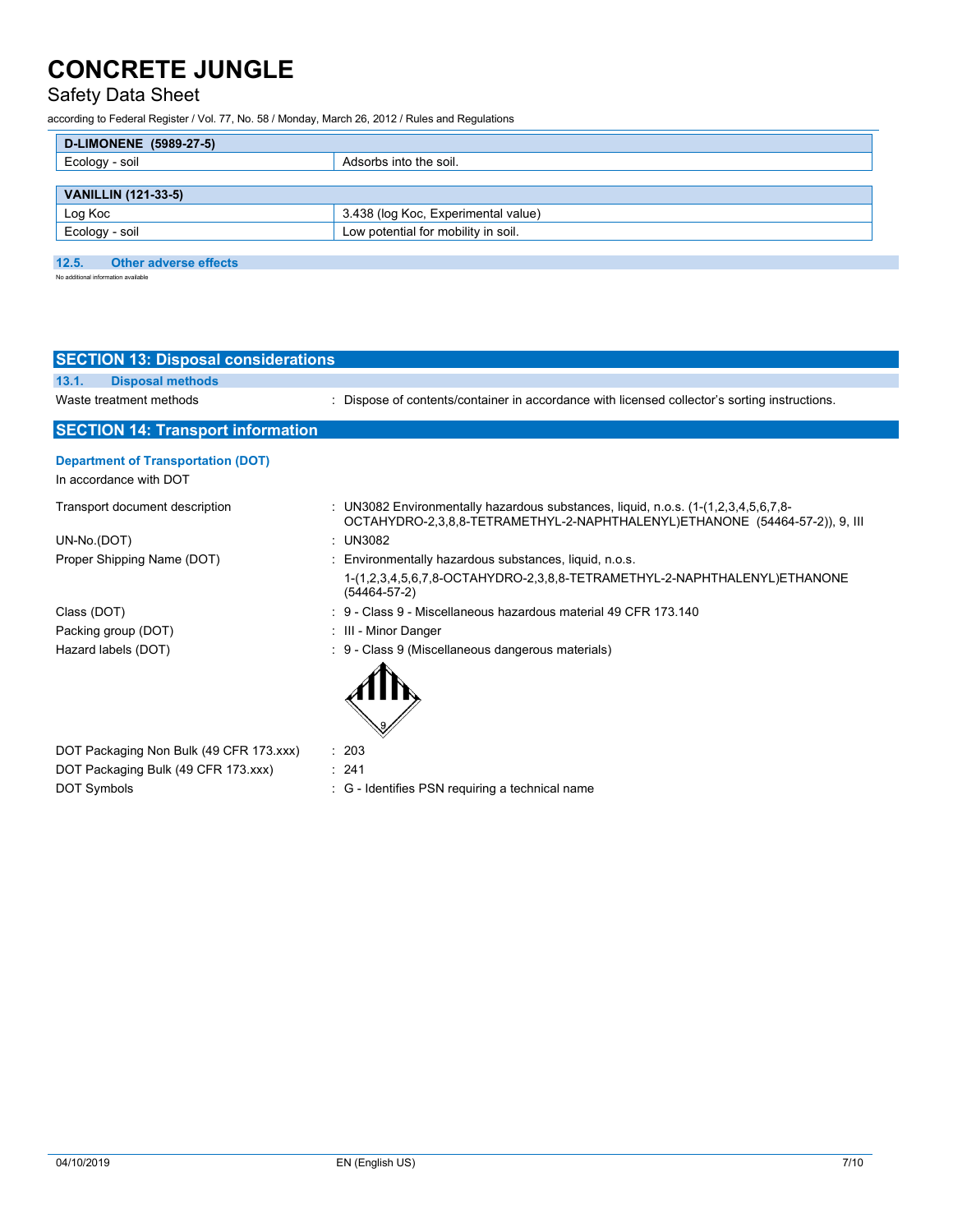| D-LIMONENE (5989-27-5) | |
|---|---|
| Ecology - soil | Adsorbs into the soil. |

| VANILLIN (121-33-5) | |
|---|---|
| Log Koc | 3.438 (log Koc, Experimental value) |
| Ecology - soil | Low potential for mobility in soil. |

### 12.5. Other adverse effects

No additional information available

## SECTION 13: Disposal considerations

### 13.1. Disposal methods

Waste treatment methods : Dispose of contents/container in accordance with licensed collector's sorting instructions.

## SECTION 14: Transport information

### Department of Transportation (DOT)

In accordance with DOT

Transport document description : UN3082 Environmentally hazardous substances, liquid, n.o.s. (1-(1,2,3,4,5,6,7,8-OCTAHYDRO-2,3,8,8-TETRAMETHYL-2-NAPHTHALENYL)ETHANONE (54464-57-2)), 9, III

UN-No.(DOT) : UN3082

Proper Shipping Name (DOT) : Environmentally hazardous substances, liquid, n.o.s.
1-(1,2,3,4,5,6,7,8-OCTAHYDRO-2,3,8,8-TETRAMETHYL-2-NAPHTHALENYL)ETHANONE (54464-57-2)

Class (DOT) : 9 - Class 9 - Miscellaneous hazardous material 49 CFR 173.140

Packing group (DOT) : III - Minor Danger

Hazard labels (DOT) : 9 - Class 9 (Miscellaneous dangerous materials)

DOT Packaging Non Bulk (49 CFR 173.xxx) : 203

DOT Packaging Bulk (49 CFR 173.xxx) : 241

DOT Symbols : G - Identifies PSN requiring a technical name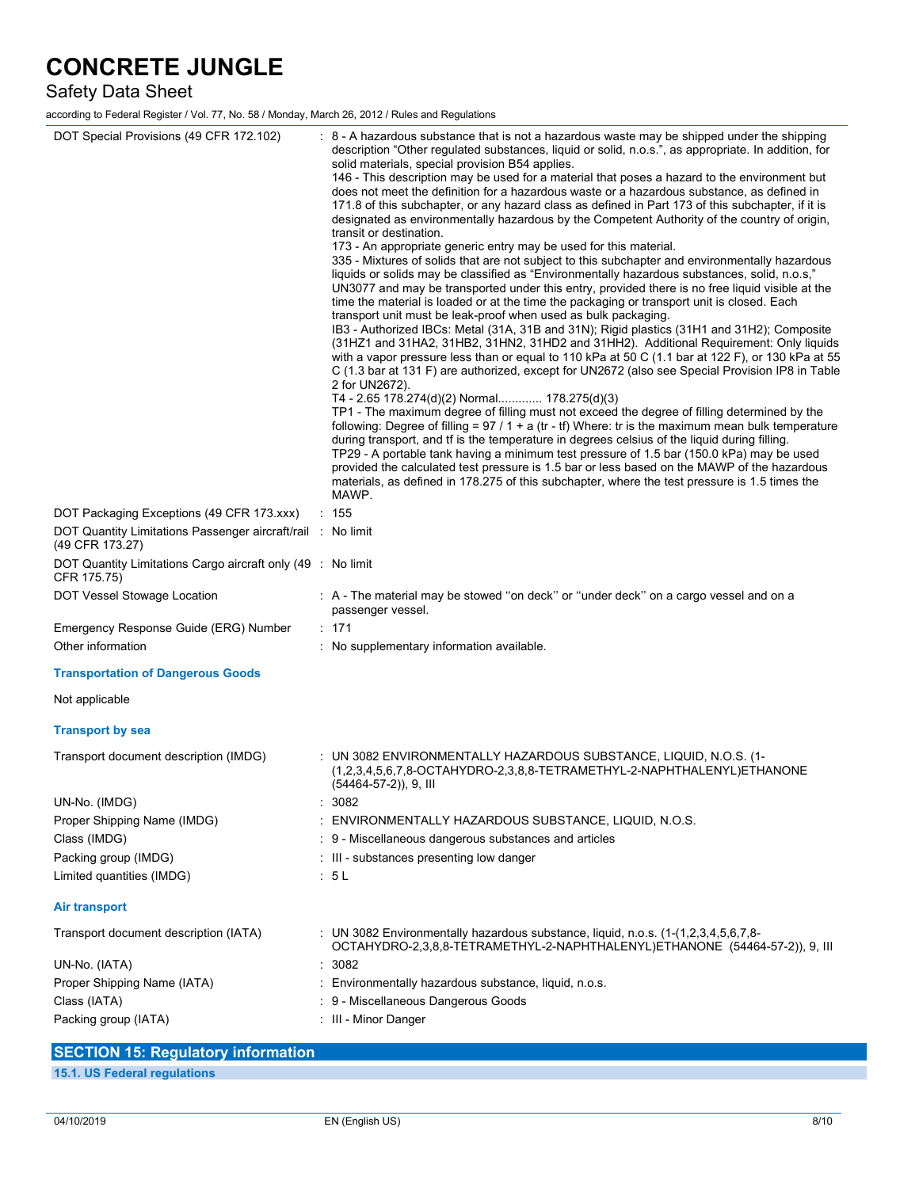| | |
|---|---|
| DOT Special Provisions (49 CFR 172.102) | : 8 - A hazardous substance that is not a hazardous waste may be shipped under the shipping description "Other regulated substances, liquid or solid, n.o.s.", as appropriate. In addition, for solid materials, special provision B54 applies.<br>146 - This description may be used for a material that poses a hazard to the environment but does not meet the definition for a hazardous waste or a hazardous substance, as defined in 171.8 of this subchapter, or any hazard class as defined in Part 173 of this subchapter, if it is designated as environmentally hazardous by the Competent Authority of the country of origin, transit or destination.<br>173 - An appropriate generic entry may be used for this material.<br>335 - Mixtures of solids that are not subject to this subchapter and environmentally hazardous liquids or solids may be classified as "Environmentally hazardous substances, solid, n.o.s," UN3077 and may be transported under this entry, provided there is no free liquid visible at the time the material is loaded or at the time the packaging or transport unit is closed. Each transport unit must be leak-proof when used as bulk packaging.<br>IB3 - Authorized IBCs: Metal (31A, 31B and 31N); Rigid plastics (31H1 and 31H2); Composite (31HZ1 and 31HA2, 31HB2, 31HN2, 31HD2 and 31HH2). Additional Requirement: Only liquids with a vapor pressure less than or equal to 110 kPa at 50 C (1.1 bar at 122 F), or 130 kPa at 55 C (1.3 bar at 131 F) are authorized, except for UN2672 (also see Special Provision IP8 in Table 2 for UN2672).<br>T4 - 2.65 178.274(d)(2) Normal............. 178.275(d)(3)<br>TP1 - The maximum degree of filling must not exceed the degree of filling determined by the following: Degree of filling = 97 / 1 + a (tr - tf) Where: tr is the maximum mean bulk temperature during transport, and tf is the temperature in degrees celsius of the liquid during filling.<br>TP29 - A portable tank having a minimum test pressure of 1.5 bar (150.0 kPa) may be used provided the calculated test pressure is 1.5 bar or less based on the MAWP of the hazardous materials, as defined in 178.275 of this subchapter, where the test pressure is 1.5 times the MAWP. |
| DOT Packaging Exceptions (49 CFR 173.xxx) | : 155 |
| DOT Quantity Limitations Passenger aircraft/rail (49 CFR 173.27) | : No limit |
| DOT Quantity Limitations Cargo aircraft only (49 CFR 175.75) | : No limit |
| DOT Vessel Stowage Location | : A - The material may be stowed "on deck" or "under deck" on a cargo vessel and on a passenger vessel. |
| Emergency Response Guide (ERG) Number | : 171 |
| Other information | : No supplementary information available. |

**Transportation of Dangerous Goods**

Not applicable

**Transport by sea**

| | |
|---|---|
| Transport document description (IMDG) | : UN 3082 ENVIRONMENTALLY HAZARDOUS SUBSTANCE, LIQUID, N.O.S. (1-(1,2,3,4,5,6,7,8-OCTAHYDRO-2,3,8,8-TETRAMETHYL-2-NAPHTHALENYL)ETHANONE (54464-57-2)), 9, III |
| UN-No. (IMDG) | : 3082 |
| Proper Shipping Name (IMDG) | : ENVIRONMENTALLY HAZARDOUS SUBSTANCE, LIQUID, N.O.S. |
| Class (IMDG) | : 9 - Miscellaneous dangerous substances and articles |
| Packing group (IMDG) | : III - substances presenting low danger |
| Limited quantities (IMDG) | : 5 L |

**Air transport**

| | |
|---|---|
| Transport document description (IATA) | : UN 3082 Environmentally hazardous substance, liquid, n.o.s. (1-(1,2,3,4,5,6,7,8-OCTAHYDRO-2,3,8,8-TETRAMETHYL-2-NAPHTHALENYL)ETHANONE (54464-57-2)), 9, III |
| UN-No. (IATA) | : 3082 |
| Proper Shipping Name (IATA) | : Environmentally hazardous substance, liquid, n.o.s. |
| Class (IATA) | : 9 - Miscellaneous Dangerous Goods |
| Packing group (IATA) | : III - Minor Danger |

## SECTION 15: Regulatory information

### 15.1. US Federal regulations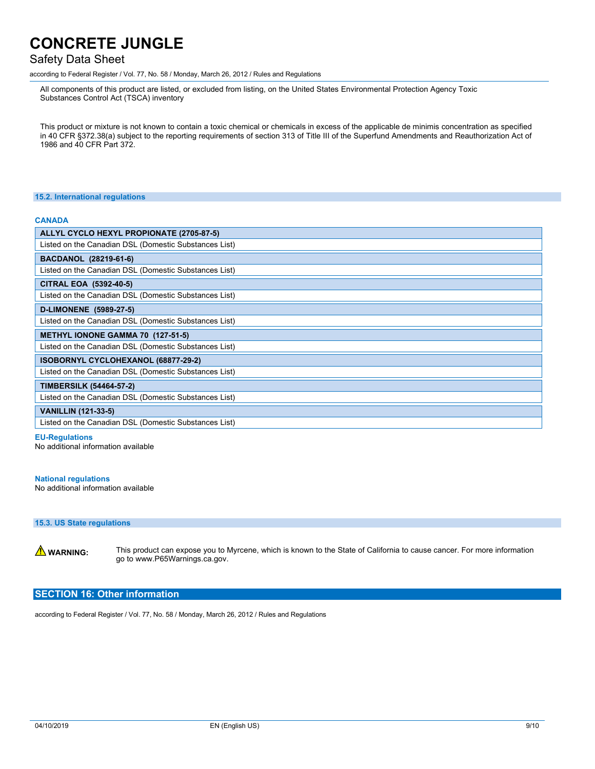All components of this product are listed, or excluded from listing, on the United States Environmental Protection Agency Toxic Substances Control Act (TSCA) inventory

This product or mixture is not known to contain a toxic chemical or chemicals in excess of the applicable de minimis concentration as specified in 40 CFR §372.38(a) subject to the reporting requirements of section 313 of Title III of the Superfund Amendments and Reauthorization Act of 1986 and 40 CFR Part 372.

### 15.2. International regulations

**CANADA**

| ALLYL CYCLO HEXYL PROPIONATE (2705-87-5) |
|---|
| Listed on the Canadian DSL (Domestic Substances List) |

| BACDANOL (28219-61-6) |
|---|
| Listed on the Canadian DSL (Domestic Substances List) |

| CITRAL EOA (5392-40-5) |
|---|
| Listed on the Canadian DSL (Domestic Substances List) |

| D-LIMONENE (5989-27-5) |
|---|
| Listed on the Canadian DSL (Domestic Substances List) |

| METHYL IONONE GAMMA 70 (127-51-5) |
|---|
| Listed on the Canadian DSL (Domestic Substances List) |

| ISOBORNYL CYCLOHEXANOL (68877-29-2) |
|---|
| Listed on the Canadian DSL (Domestic Substances List) |

| TIMBERSILK (54464-57-2) |
|---|
| Listed on the Canadian DSL (Domestic Substances List) |

| VANILLIN (121-33-5) |
|---|
| Listed on the Canadian DSL (Domestic Substances List) |

**EU-Regulations**

No additional information available

**National regulations**

No additional information available

### 15.3. US State regulations

⚠ **WARNING:** This product can expose you to Myrcene, which is known to the State of California to cause cancer. For more information go to www.P65Warnings.ca.gov.

## SECTION 16: Other information

according to Federal Register / Vol. 77, No. 58 / Monday, March 26, 2012 / Rules and Regulations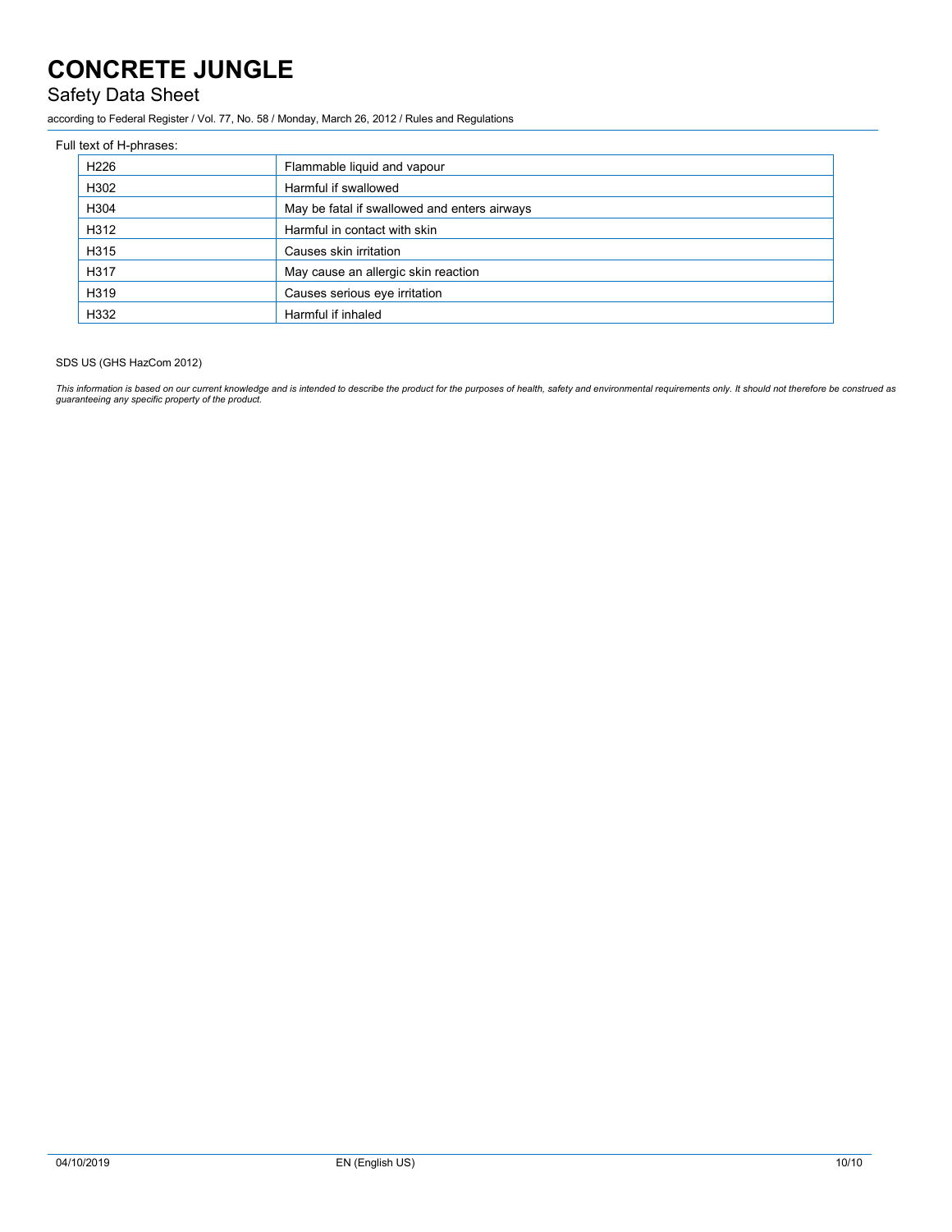Full text of H-phrases:

| | |
|---|---|
| H226 | Flammable liquid and vapour |
| H302 | Harmful if swallowed |
| H304 | May be fatal if swallowed and enters airways |
| H312 | Harmful in contact with skin |
| H315 | Causes skin irritation |
| H317 | May cause an allergic skin reaction |
| H319 | Causes serious eye irritation |
| H332 | Harmful if inhaled |

SDS US (GHS HazCom 2012)

*This information is based on our current knowledge and is intended to describe the product for the purposes of health, safety and environmental requirements only. It should not therefore be construed as guaranteeing any specific property of the product.*